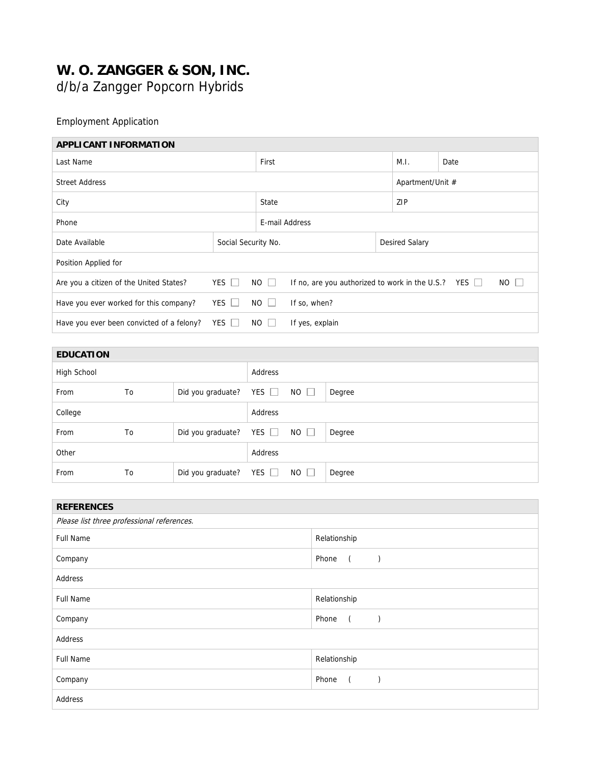# W. O. ZANGGER & SON, INC.

d/b/a Zangger Popcorn Hybrids

Employment Application

| APPLICANT INFORMATION | | | |
|---|---|---|---|
| Last Name | First | M.I. | Date |
| Street Address | | Apartment/Unit # | |
| City | State | ZIP | |
| Phone | E-mail Address | | |
| Date Available | Social Security No. | Desired Salary | |
| Position Applied for | | | |
| Are you a citizen of the United States? YES ☐ NO ☐ | If no, are you authorized to work in the U.S.? YES ☐ NO ☐ | | |
| Have you ever worked for this company? YES ☐ NO ☐ | If so, when? | | |
| Have you ever been convicted of a felony? YES ☐ NO ☐ | If yes, explain | | |

| EDUCATION | | | | |
|---|---|---|---|---|
| High School | | | Address | |
| From | To | Did you graduate? | YES ☐ NO ☐ | Degree |
| College | | | Address | |
| From | To | Did you graduate? | YES ☐ NO ☐ | Degree |
| Other | | | Address | |
| From | To | Did you graduate? | YES ☐ NO ☐ | Degree |

| REFERENCES | |
|---|---|
| *Please list three professional references.* | |
| Full Name | Relationship |
| Company | Phone ( ) |
| Address | |
| Full Name | Relationship |
| Company | Phone ( ) |
| Address | |
| Full Name | Relationship |
| Company | Phone ( ) |
| Address | |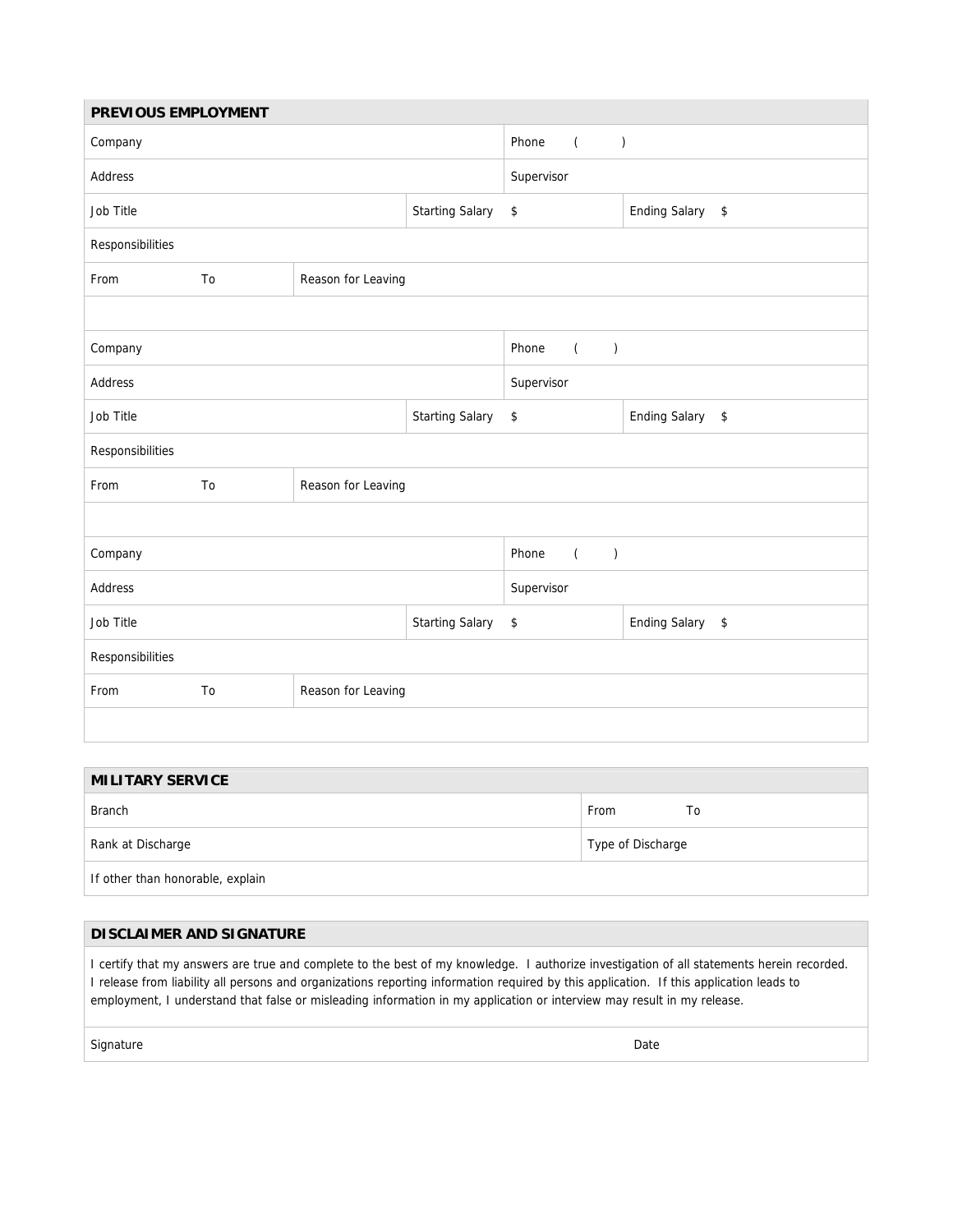## PREVIOUS EMPLOYMENT

| | | | | |
|---|---|---|---|---|
| Company | | | Phone ( ) | |
| Address | | | Supervisor | |
| Job Title | | Starting Salary | $ | Ending Salary $ |
| Responsibilities | | | | |
| From To | Reason for Leaving | | | |
| | | | | |
| Company | | | Phone ( ) | |
| Address | | | Supervisor | |
| Job Title | | Starting Salary | $ | Ending Salary $ |
| Responsibilities | | | | |
| From To | Reason for Leaving | | | |
| | | | | |
| Company | | | Phone ( ) | |
| Address | | | Supervisor | |
| Job Title | | Starting Salary | $ | Ending Salary $ |
| Responsibilities | | | | |
| From To | Reason for Leaving | | | |
| | | | | |

## MILITARY SERVICE

| | |
|---|---|
| Branch | From To |
| Rank at Discharge | Type of Discharge |
| If other than honorable, explain | |

## DISCLAIMER AND SIGNATURE

I certify that my answers are true and complete to the best of my knowledge. I authorize investigation of all statements herein recorded. I release from liability all persons and organizations reporting information required by this application. If this application leads to employment, I understand that false or misleading information in my application or interview may result in my release.

| | |
|---|---|
| Signature | Date |